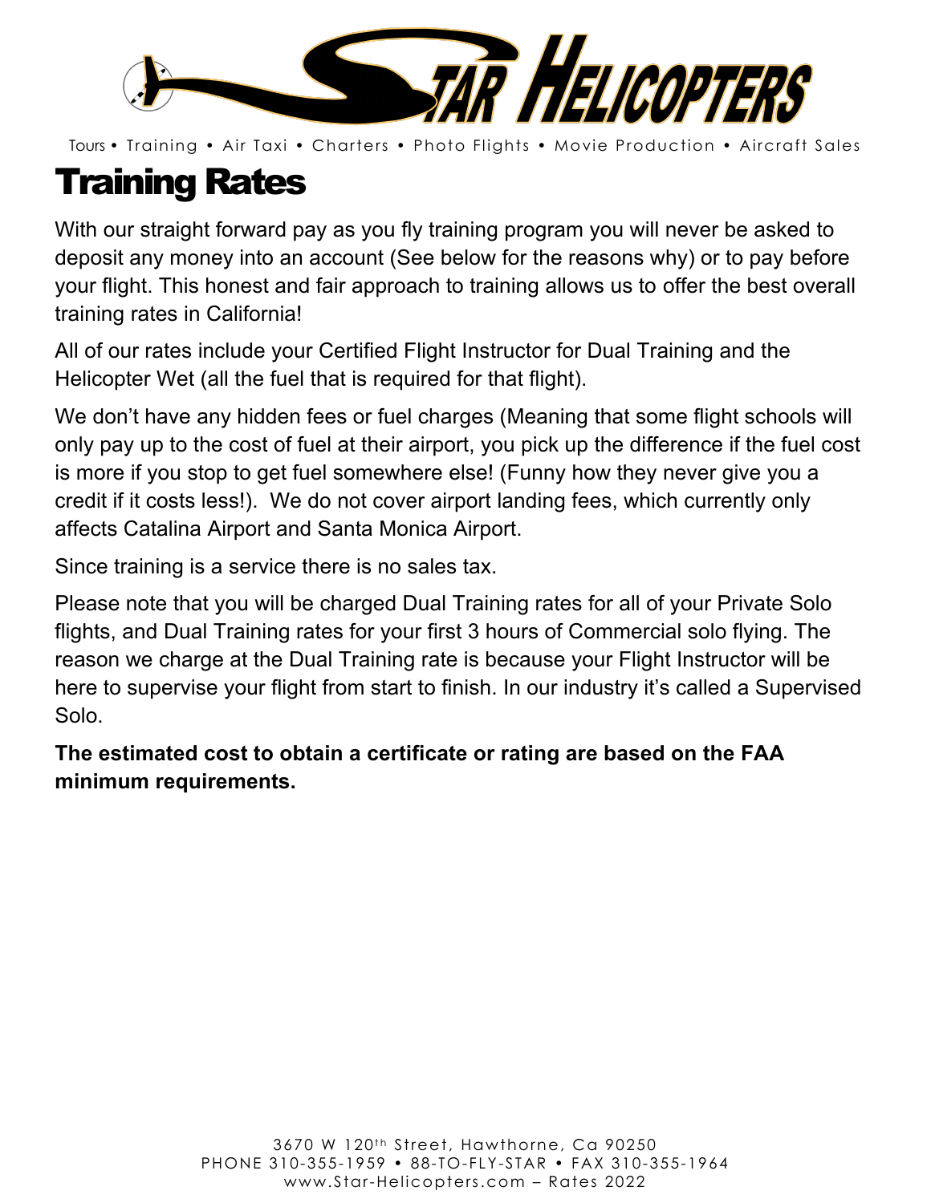# Star Helicopters

Tours • Training • Air Taxi • Charters • Photo Flights • Movie Production • Aircraft Sales

# Training Rates

With our straight forward pay as you fly training program you will never be asked to deposit any money into an account (See below for the reasons why) or to pay before your flight. This honest and fair approach to training allows us to offer the best overall training rates in California!

All of our rates include your Certified Flight Instructor for Dual Training and the Helicopter Wet (all the fuel that is required for that flight).

We don't have any hidden fees or fuel charges (Meaning that some flight schools will only pay up to the cost of fuel at their airport, you pick up the difference if the fuel cost is more if you stop to get fuel somewhere else! (Funny how they never give you a credit if it costs less!). We do not cover airport landing fees, which currently only affects Catalina Airport and Santa Monica Airport.

Since training is a service there is no sales tax.

Please note that you will be charged Dual Training rates for all of your Private Solo flights, and Dual Training rates for your first 3 hours of Commercial solo flying. The reason we charge at the Dual Training rate is because your Flight Instructor will be here to supervise your flight from start to finish. In our industry it's called a Supervised Solo.

**The estimated cost to obtain a certificate or rating are based on the FAA minimum requirements.**

3670 W 120th Street, Hawthorne, Ca 90250
PHONE 310-355-1959 • 88-TO-FLY-STAR • FAX 310-355-1964
www.Star-Helicopters.com – Rates 2022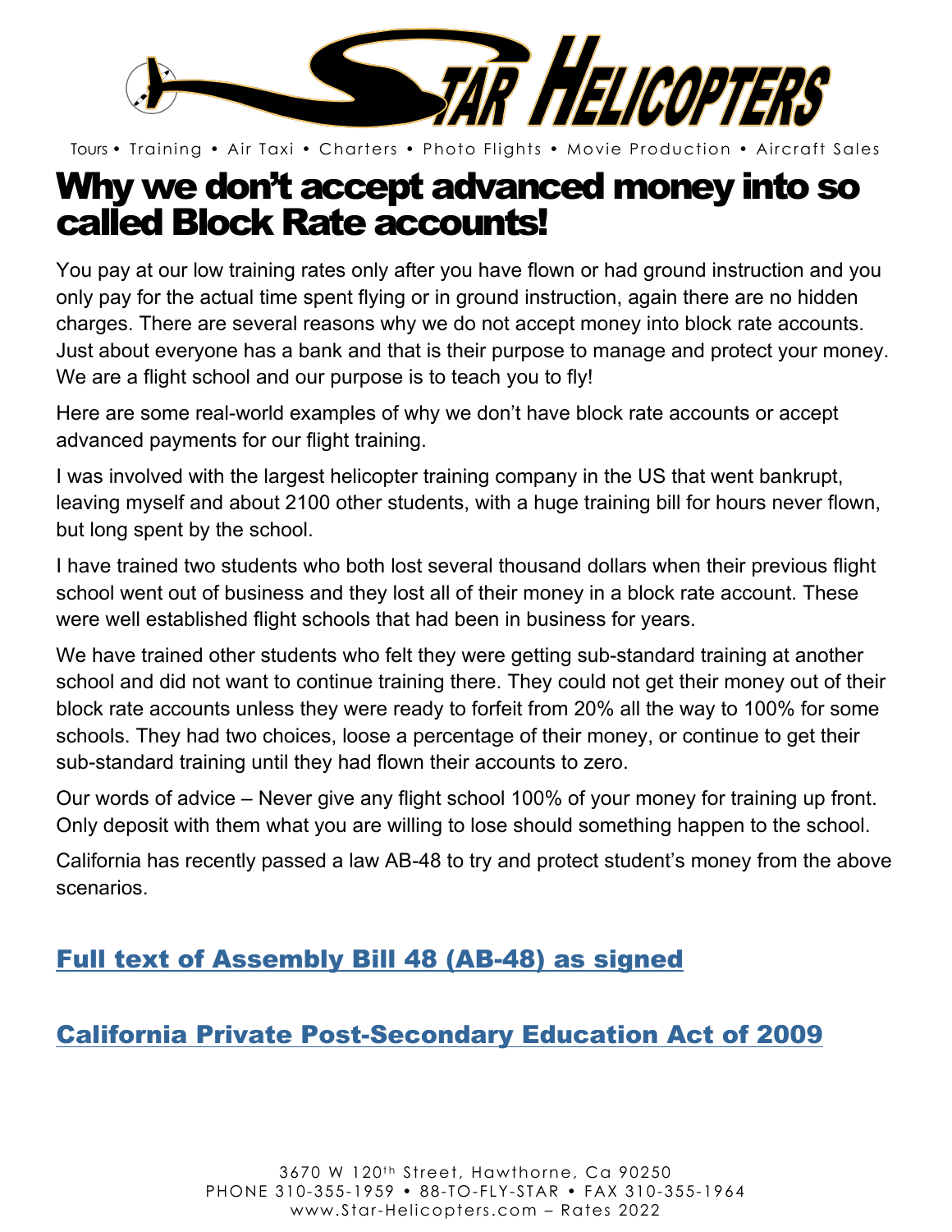# Why we don't accept advanced money into so called Block Rate accounts!

You pay at our low training rates only after you have flown or had ground instruction and you only pay for the actual time spent flying or in ground instruction, again there are no hidden charges. There are several reasons why we do not accept money into block rate accounts. Just about everyone has a bank and that is their purpose to manage and protect your money. We are a flight school and our purpose is to teach you to fly!

Here are some real-world examples of why we don't have block rate accounts or accept advanced payments for our flight training.

I was involved with the largest helicopter training company in the US that went bankrupt, leaving myself and about 2100 other students, with a huge training bill for hours never flown, but long spent by the school.

I have trained two students who both lost several thousand dollars when their previous flight school went out of business and they lost all of their money in a block rate account. These were well established flight schools that had been in business for years.

We have trained other students who felt they were getting sub-standard training at another school and did not want to continue training there. They could not get their money out of their block rate accounts unless they were ready to forfeit from 20% all the way to 100% for some schools. They had two choices, loose a percentage of their money, or continue to get their sub-standard training until they had flown their accounts to zero.

Our words of advice – Never give any flight school 100% of your money for training up front. Only deposit with them what you are willing to lose should something happen to the school.

California has recently passed a law AB-48 to try and protect student's money from the above scenarios.

## Full text of Assembly Bill 48 (AB-48) as signed

## California Private Post-Secondary Education Act of 2009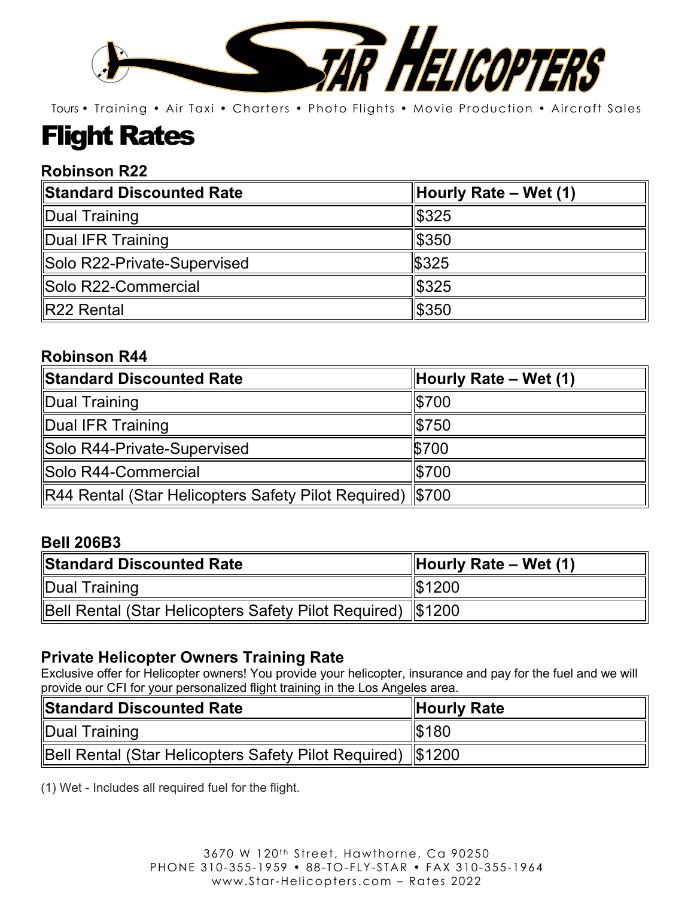# STAR HELICOPTERS

Tours • Training • Air Taxi • Charters • Photo Flights • Movie Production • Aircraft Sales

# Flight Rates

### Robinson R22

| Standard Discounted Rate | Hourly Rate – Wet (1) |
|---|---|
| Dual Training | $325 |
| Dual IFR Training | $350 |
| Solo R22-Private-Supervised | $325 |
| Solo R22-Commercial | $325 |
| R22 Rental | $350 |

### Robinson R44

| Standard Discounted Rate | Hourly Rate – Wet (1) |
|---|---|
| Dual Training | $700 |
| Dual IFR Training | $750 |
| Solo R44-Private-Supervised | $700 |
| Solo R44-Commercial | $700 |
| R44 Rental (Star Helicopters Safety Pilot Required) | $700 |

### Bell 206B3

| Standard Discounted Rate | Hourly Rate – Wet (1) |
|---|---|
| Dual Training | $1200 |
| Bell Rental (Star Helicopters Safety Pilot Required) | $1200 |

### Private Helicopter Owners Training Rate

Exclusive offer for Helicopter owners! You provide your helicopter, insurance and pay for the fuel and we will provide our CFI for your personalized flight training in the Los Angeles area.

| Standard Discounted Rate | Hourly Rate |
|---|---|
| Dual Training | $180 |
| Bell Rental (Star Helicopters Safety Pilot Required) | $1200 |

(1) Wet - Includes all required fuel for the flight.

3670 W 120th Street, Hawthorne, Ca 90250
PHONE 310-355-1959 • 88-TO-FLY-STAR • FAX 310-355-1964
www.Star-Helicopters.com – Rates 2022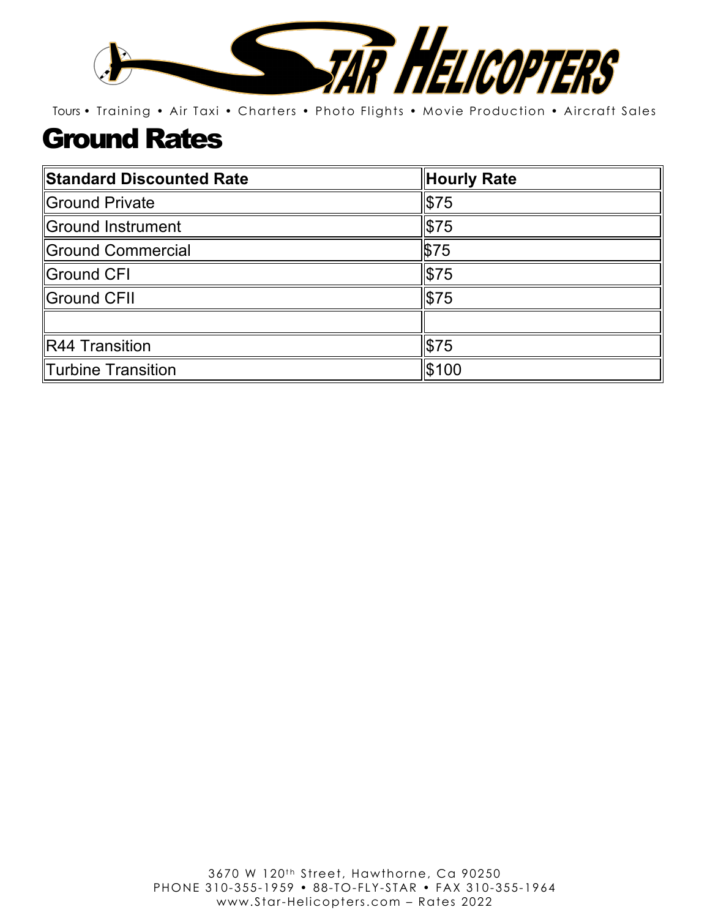Tours • Training • Air Taxi • Charters • Photo Flights • Movie Production • Aircraft Sales

# Ground Rates

| Standard Discounted Rate | Hourly Rate |
|---|---|
| Ground Private | $75 |
| Ground Instrument | $75 |
| Ground Commercial | $75 |
| Ground CFI | $75 |
| Ground CFII | $75 |
| | |
| R44 Transition | $75 |
| Turbine Transition | $100 |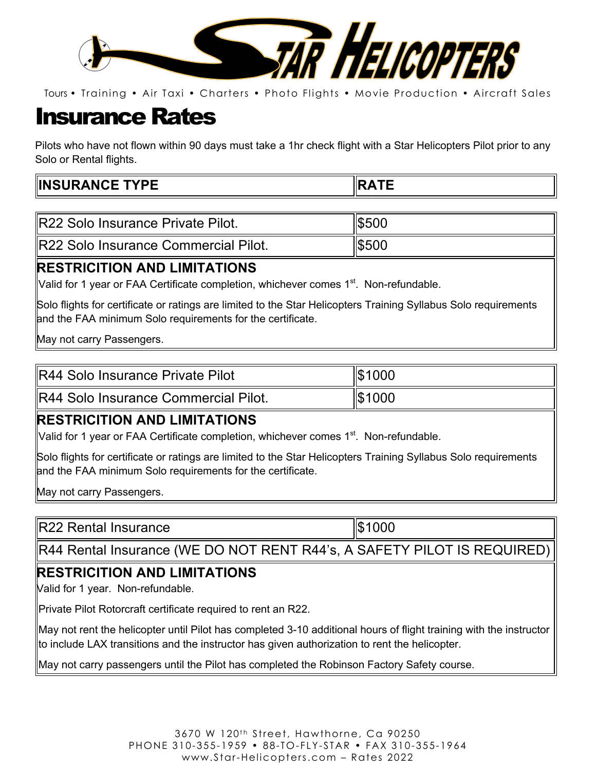# STAR HELICOPTERS

Tours • Training • Air Taxi • Charters • Photo Flights • Movie Production • Aircraft Sales

# Insurance Rates

Pilots who have not flown within 90 days must take a 1hr check flight with a Star Helicopters Pilot prior to any Solo or Rental flights.

| INSURANCE TYPE | RATE |
|---|---|
| R22 Solo Insurance Private Pilot. | $500 |
| R22 Solo Insurance Commercial Pilot. | $500 |

**RESTRICITION AND LIMITATIONS**

Valid for 1 year or FAA Certificate completion, whichever comes 1st. Non-refundable.

Solo flights for certificate or ratings are limited to the Star Helicopters Training Syllabus Solo requirements and the FAA minimum Solo requirements for the certificate.

May not carry Passengers.

| INSURANCE TYPE | RATE |
|---|---|
| R44 Solo Insurance Private Pilot | $1000 |
| R44 Solo Insurance Commercial Pilot. | $1000 |

**RESTRICITION AND LIMITATIONS**

Valid for 1 year or FAA Certificate completion, whichever comes 1st. Non-refundable.

Solo flights for certificate or ratings are limited to the Star Helicopters Training Syllabus Solo requirements and the FAA minimum Solo requirements for the certificate.

May not carry Passengers.

| INSURANCE TYPE | RATE |
|---|---|
| R22 Rental Insurance | $1000 |
| R44 Rental Insurance (WE DO NOT RENT R44's, A SAFETY PILOT IS REQUIRED) | |

**RESTRICITION AND LIMITATIONS**

Valid for 1 year. Non-refundable.

Private Pilot Rotorcraft certificate required to rent an R22.

May not rent the helicopter until Pilot has completed 3-10 additional hours of flight training with the instructor to include LAX transitions and the instructor has given authorization to rent the helicopter.

May not carry passengers until the Pilot has completed the Robinson Factory Safety course.

3670 W 120th Street, Hawthorne, Ca 90250
PHONE 310-355-1959 • 88-TO-FLY-STAR • FAX 310-355-1964
www.Star-Helicopters.com – Rates 2022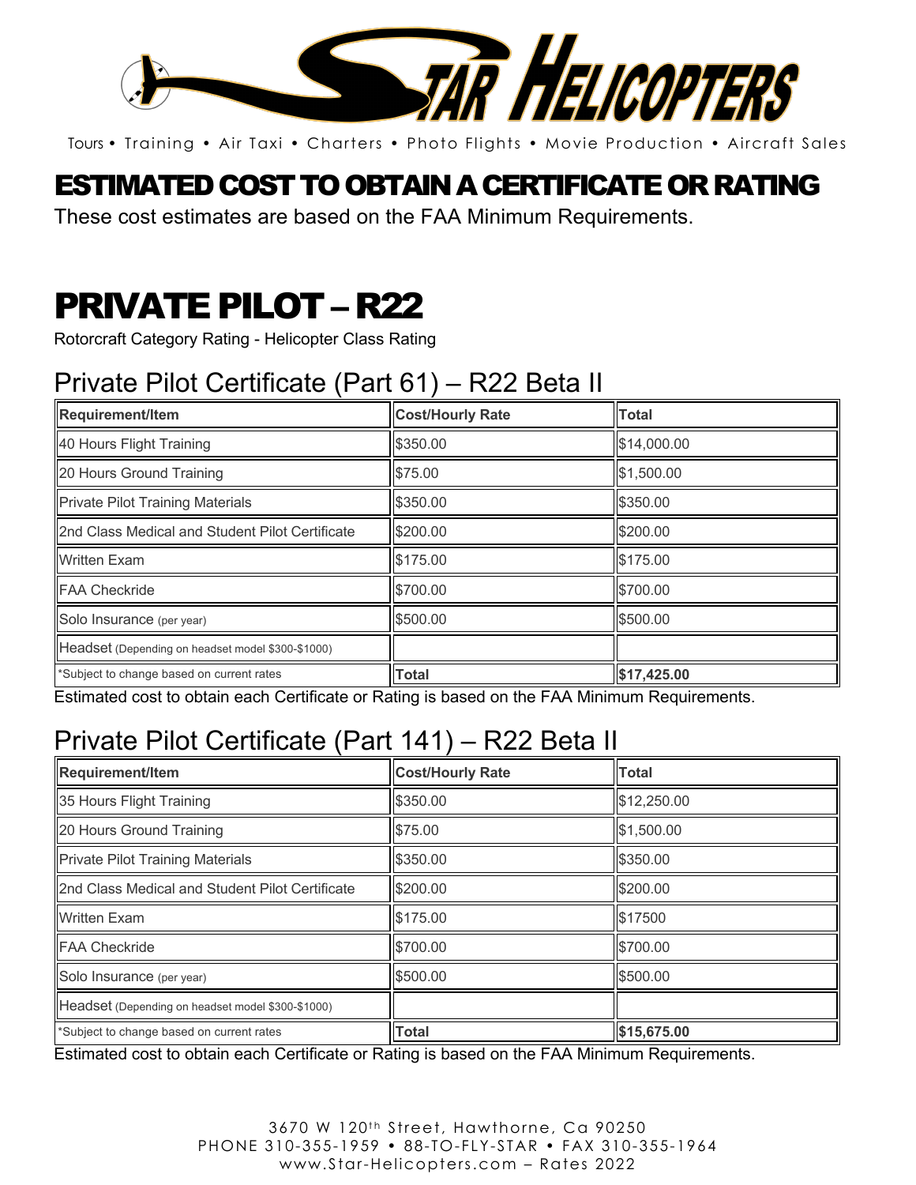# STAR HELICOPTERS

Tours • Training • Air Taxi • Charters • Photo Flights • Movie Production • Aircraft Sales

## ESTIMATED COST TO OBTAIN A CERTIFICATE OR RATING

These cost estimates are based on the FAA Minimum Requirements.

# PRIVATE PILOT – R22

Rotorcraft Category Rating - Helicopter Class Rating

### Private Pilot Certificate (Part 61) – R22 Beta II

| Requirement/Item | Cost/Hourly Rate | Total |
|---|---|---|
| 40 Hours Flight Training | $350.00 | $14,000.00 |
| 20 Hours Ground Training | $75.00 | $1,500.00 |
| Private Pilot Training Materials | $350.00 | $350.00 |
| 2nd Class Medical and Student Pilot Certificate | $200.00 | $200.00 |
| Written Exam | $175.00 | $175.00 |
| FAA Checkride | $700.00 | $700.00 |
| Solo Insurance (per year) | $500.00 | $500.00 |
| Headset (Depending on headset model $300-$1000) | | |
| *Subject to change based on current rates | **Total** | **$17,425.00** |

Estimated cost to obtain each Certificate or Rating is based on the FAA Minimum Requirements.

### Private Pilot Certificate (Part 141) – R22 Beta II

| Requirement/Item | Cost/Hourly Rate | Total |
|---|---|---|
| 35 Hours Flight Training | $350.00 | $12,250.00 |
| 20 Hours Ground Training | $75.00 | $1,500.00 |
| Private Pilot Training Materials | $350.00 | $350.00 |
| 2nd Class Medical and Student Pilot Certificate | $200.00 | $200.00 |
| Written Exam | $175.00 | $17500 |
| FAA Checkride | $700.00 | $700.00 |
| Solo Insurance (per year) | $500.00 | $500.00 |
| Headset (Depending on headset model $300-$1000) | | |
| *Subject to change based on current rates | **Total** | **$15,675.00** |

Estimated cost to obtain each Certificate or Rating is based on the FAA Minimum Requirements.

3670 W 120th Street, Hawthorne, Ca 90250
PHONE 310-355-1959 • 88-TO-FLY-STAR • FAX 310-355-1964
www.Star-Helicopters.com – Rates 2022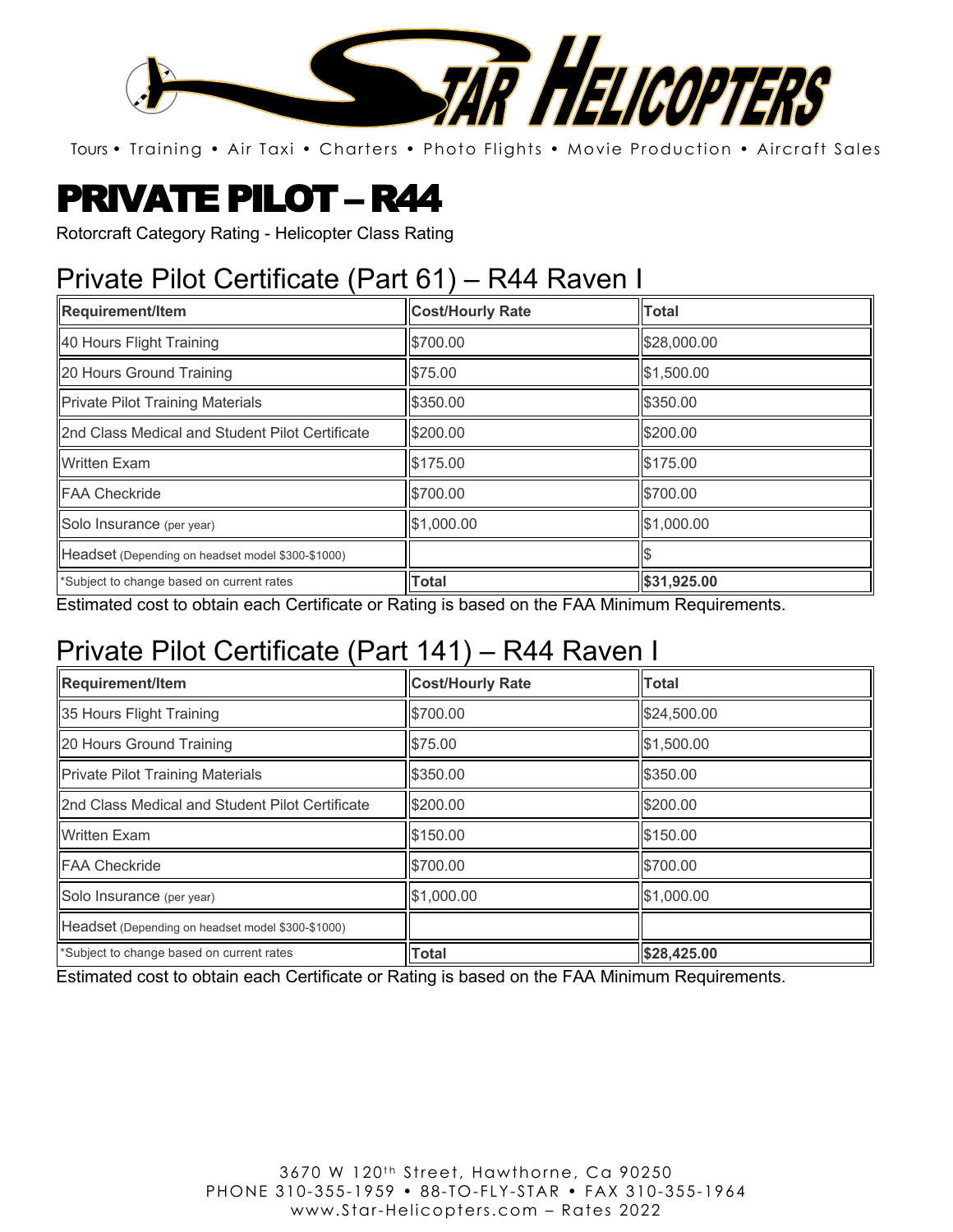# STAR HELICOPTERS

Tours • Training • Air Taxi • Charters • Photo Flights • Movie Production • Aircraft Sales

# PRIVATE PILOT – R44

Rotorcraft Category Rating - Helicopter Class Rating

## Private Pilot Certificate (Part 61) – R44 Raven I

| Requirement/Item | Cost/Hourly Rate | Total |
|---|---|---|
| 40 Hours Flight Training | $700.00 | $28,000.00 |
| 20 Hours Ground Training | $75.00 | $1,500.00 |
| Private Pilot Training Materials | $350.00 | $350.00 |
| 2nd Class Medical and Student Pilot Certificate | $200.00 | $200.00 |
| Written Exam | $175.00 | $175.00 |
| FAA Checkride | $700.00 | $700.00 |
| Solo Insurance (per year) | $1,000.00 | $1,000.00 |
| Headset (Depending on headset model $300-$1000) | | $ |
| *Subject to change based on current rates | **Total** | **$31,925.00** |

Estimated cost to obtain each Certificate or Rating is based on the FAA Minimum Requirements.

## Private Pilot Certificate (Part 141) – R44 Raven I

| Requirement/Item | Cost/Hourly Rate | Total |
|---|---|---|
| 35 Hours Flight Training | $700.00 | $24,500.00 |
| 20 Hours Ground Training | $75.00 | $1,500.00 |
| Private Pilot Training Materials | $350.00 | $350.00 |
| 2nd Class Medical and Student Pilot Certificate | $200.00 | $200.00 |
| Written Exam | $150.00 | $150.00 |
| FAA Checkride | $700.00 | $700.00 |
| Solo Insurance (per year) | $1,000.00 | $1,000.00 |
| Headset (Depending on headset model $300-$1000) | | |
| *Subject to change based on current rates | **Total** | **$28,425.00** |

Estimated cost to obtain each Certificate or Rating is based on the FAA Minimum Requirements.

3670 W 120th Street, Hawthorne, Ca 90250
PHONE 310-355-1959 • 88-TO-FLY-STAR • FAX 310-355-1964
www.Star-Helicopters.com – Rates 2022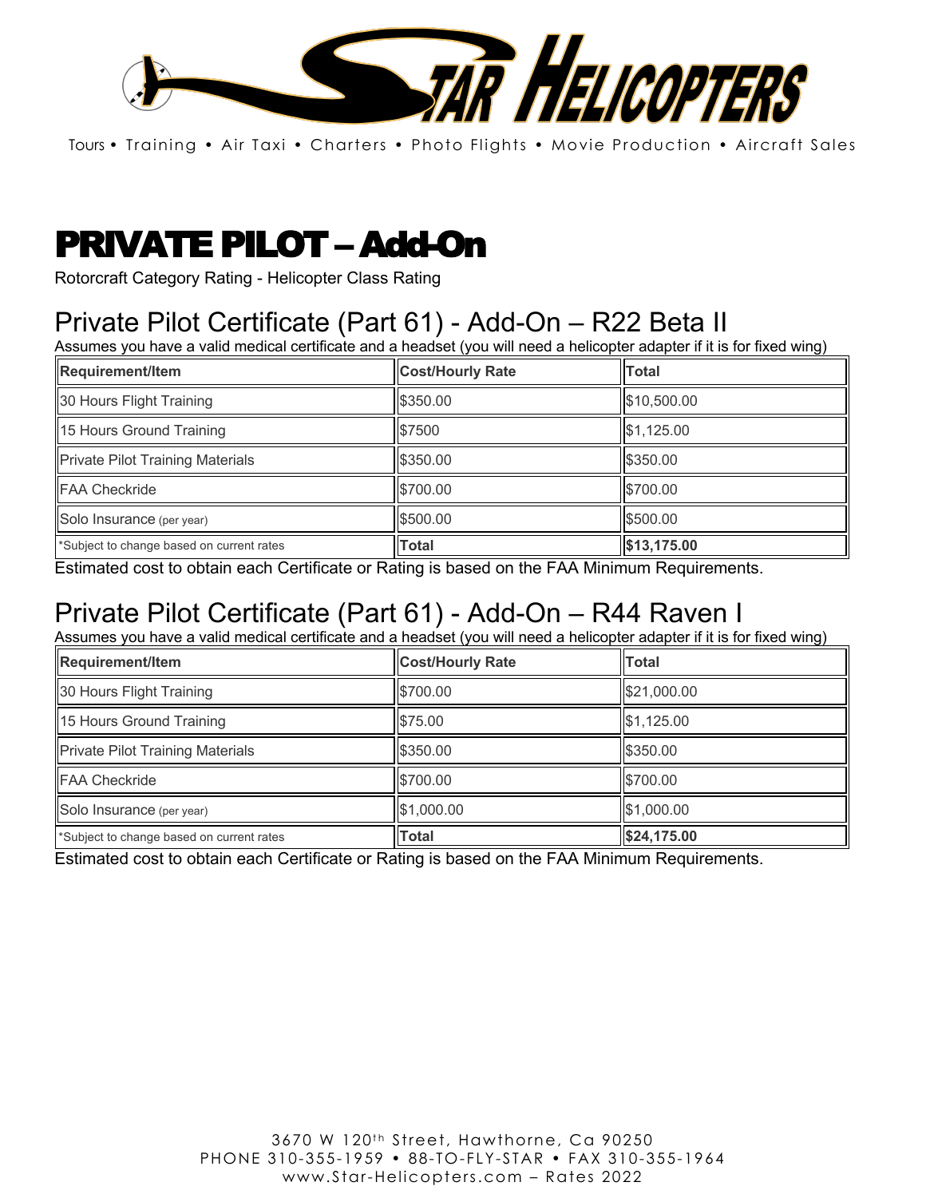# PRIVATE PILOT – Add-On

Rotorcraft Category Rating - Helicopter Class Rating

## Private Pilot Certificate (Part 61) - Add-On – R22 Beta II

Assumes you have a valid medical certificate and a headset (you will need a helicopter adapter if it is for fixed wing)

| Requirement/Item | Cost/Hourly Rate | Total |
| --- | --- | --- |
| 30 Hours Flight Training | $350.00 | $10,500.00 |
| 15 Hours Ground Training | $7500 | $1,125.00 |
| Private Pilot Training Materials | $350.00 | $350.00 |
| FAA Checkride | $700.00 | $700.00 |
| Solo Insurance (per year) | $500.00 | $500.00 |
| *Subject to change based on current rates | **Total** | **$13,175.00** |

Estimated cost to obtain each Certificate or Rating is based on the FAA Minimum Requirements.

## Private Pilot Certificate (Part 61) - Add-On – R44 Raven I

Assumes you have a valid medical certificate and a headset (you will need a helicopter adapter if it is for fixed wing)

| Requirement/Item | Cost/Hourly Rate | Total |
| --- | --- | --- |
| 30 Hours Flight Training | $700.00 | $21,000.00 |
| 15 Hours Ground Training | $75.00 | $1,125.00 |
| Private Pilot Training Materials | $350.00 | $350.00 |
| FAA Checkride | $700.00 | $700.00 |
| Solo Insurance (per year) | $1,000.00 | $1,000.00 |
| *Subject to change based on current rates | **Total** | **$24,175.00** |

Estimated cost to obtain each Certificate or Rating is based on the FAA Minimum Requirements.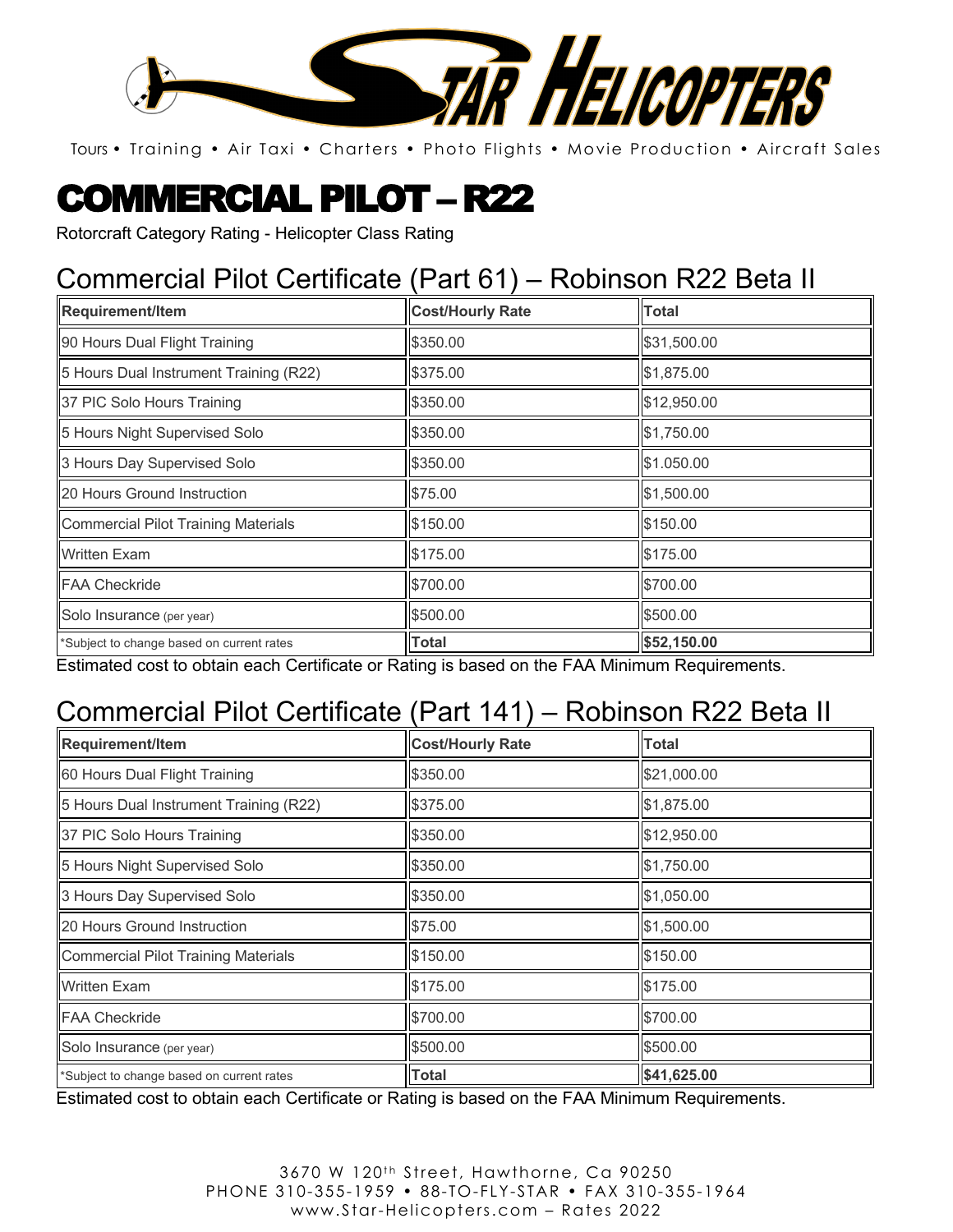# COMMERCIAL PILOT – R22

Rotorcraft Category Rating - Helicopter Class Rating

## Commercial Pilot Certificate (Part 61) – Robinson R22 Beta II

| Requirement/Item | Cost/Hourly Rate | Total |
|---|---|---|
| 90 Hours Dual Flight Training | $350.00 | $31,500.00 |
| 5 Hours Dual Instrument Training (R22) | $375.00 | $1,875.00 |
| 37 PIC Solo Hours Training | $350.00 | $12,950.00 |
| 5 Hours Night Supervised Solo | $350.00 | $1,750.00 |
| 3 Hours Day Supervised Solo | $350.00 | $1.050.00 |
| 20 Hours Ground Instruction | $75.00 | $1,500.00 |
| Commercial Pilot Training Materials | $150.00 | $150.00 |
| Written Exam | $175.00 | $175.00 |
| FAA Checkride | $700.00 | $700.00 |
| Solo Insurance (per year) | $500.00 | $500.00 |
| *Subject to change based on current rates | **Total** | **$52,150.00** |

Estimated cost to obtain each Certificate or Rating is based on the FAA Minimum Requirements.

## Commercial Pilot Certificate (Part 141) – Robinson R22 Beta II

| Requirement/Item | Cost/Hourly Rate | Total |
|---|---|---|
| 60 Hours Dual Flight Training | $350.00 | $21,000.00 |
| 5 Hours Dual Instrument Training (R22) | $375.00 | $1,875.00 |
| 37 PIC Solo Hours Training | $350.00 | $12,950.00 |
| 5 Hours Night Supervised Solo | $350.00 | $1,750.00 |
| 3 Hours Day Supervised Solo | $350.00 | $1,050.00 |
| 20 Hours Ground Instruction | $75.00 | $1,500.00 |
| Commercial Pilot Training Materials | $150.00 | $150.00 |
| Written Exam | $175.00 | $175.00 |
| FAA Checkride | $700.00 | $700.00 |
| Solo Insurance (per year) | $500.00 | $500.00 |
| *Subject to change based on current rates | **Total** | **$41,625.00** |

Estimated cost to obtain each Certificate or Rating is based on the FAA Minimum Requirements.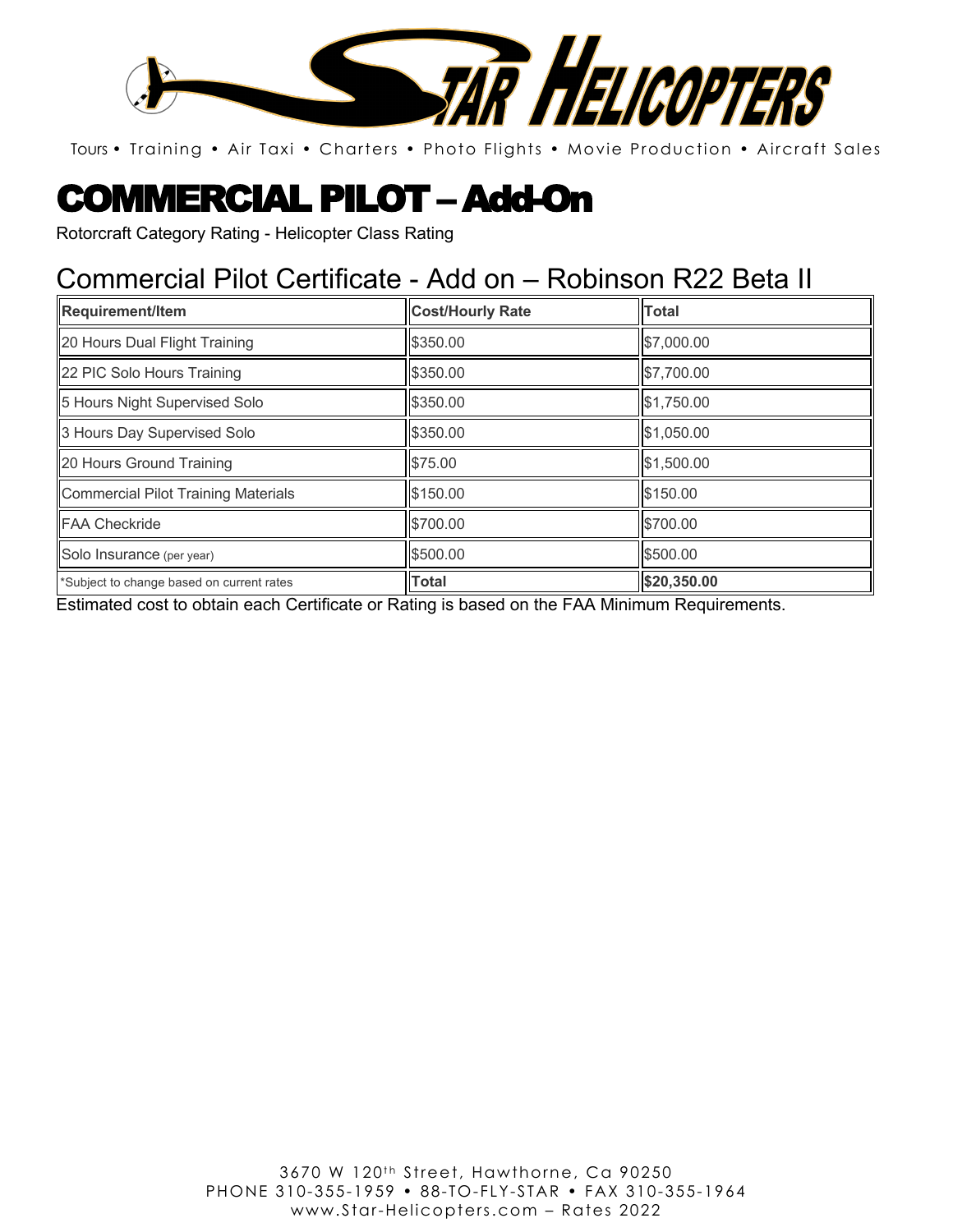Tours • Training • Air Taxi • Charters • Photo Flights • Movie Production • Aircraft Sales

# COMMERCIAL PILOT – Add-On

Rotorcraft Category Rating - Helicopter Class Rating

## Commercial Pilot Certificate - Add on – Robinson R22 Beta II

| Requirement/Item | Cost/Hourly Rate | Total |
|---|---|---|
| 20 Hours Dual Flight Training | $350.00 | $7,000.00 |
| 22 PIC Solo Hours Training | $350.00 | $7,700.00 |
| 5 Hours Night Supervised Solo | $350.00 | $1,750.00 |
| 3 Hours Day Supervised Solo | $350.00 | $1,050.00 |
| 20 Hours Ground Training | $75.00 | $1,500.00 |
| Commercial Pilot Training Materials | $150.00 | $150.00 |
| FAA Checkride | $700.00 | $700.00 |
| Solo Insurance (per year) | $500.00 | $500.00 |
| *Subject to change based on current rates | **Total** | **$20,350.00** |

Estimated cost to obtain each Certificate or Rating is based on the FAA Minimum Requirements.

3670 W 120th Street, Hawthorne, Ca 90250
PHONE 310-355-1959 • 88-TO-FLY-STAR • FAX 310-355-1964
www.Star-Helicopters.com – Rates 2022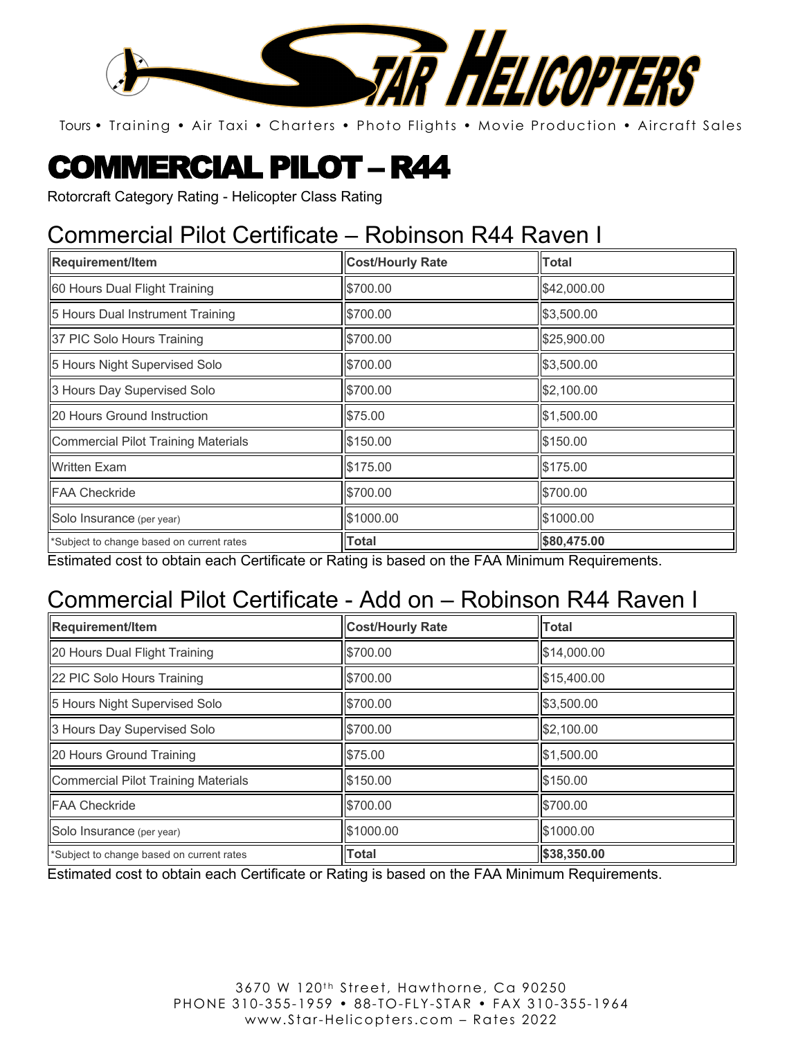# STAR HELICOPTERS

Tours • Training • Air Taxi • Charters • Photo Flights • Movie Production • Aircraft Sales

# COMMERCIAL PILOT – R44

Rotorcraft Category Rating - Helicopter Class Rating

## Commercial Pilot Certificate – Robinson R44 Raven I

| Requirement/Item | Cost/Hourly Rate | Total |
|---|---|---|
| 60 Hours Dual Flight Training | $700.00 | $42,000.00 |
| 5 Hours Dual Instrument Training | $700.00 | $3,500.00 |
| 37 PIC Solo Hours Training | $700.00 | $25,900.00 |
| 5 Hours Night Supervised Solo | $700.00 | $3,500.00 |
| 3 Hours Day Supervised Solo | $700.00 | $2,100.00 |
| 20 Hours Ground Instruction | $75.00 | $1,500.00 |
| Commercial Pilot Training Materials | $150.00 | $150.00 |
| Written Exam | $175.00 | $175.00 |
| FAA Checkride | $700.00 | $700.00 |
| Solo Insurance (per year) | $1000.00 | $1000.00 |
| *Subject to change based on current rates | **Total** | **$80,475.00** |

Estimated cost to obtain each Certificate or Rating is based on the FAA Minimum Requirements.

## Commercial Pilot Certificate - Add on – Robinson R44 Raven I

| Requirement/Item | Cost/Hourly Rate | Total |
|---|---|---|
| 20 Hours Dual Flight Training | $700.00 | $14,000.00 |
| 22 PIC Solo Hours Training | $700.00 | $15,400.00 |
| 5 Hours Night Supervised Solo | $700.00 | $3,500.00 |
| 3 Hours Day Supervised Solo | $700.00 | $2,100.00 |
| 20 Hours Ground Training | $75.00 | $1,500.00 |
| Commercial Pilot Training Materials | $150.00 | $150.00 |
| FAA Checkride | $700.00 | $700.00 |
| Solo Insurance (per year) | $1000.00 | $1000.00 |
| *Subject to change based on current rates | **Total** | **$38,350.00** |

Estimated cost to obtain each Certificate or Rating is based on the FAA Minimum Requirements.

3670 W 120th Street, Hawthorne, Ca 90250
PHONE 310-355-1959 • 88-TO-FLY-STAR • FAX 310-355-1964
www.Star-Helicopters.com – Rates 2022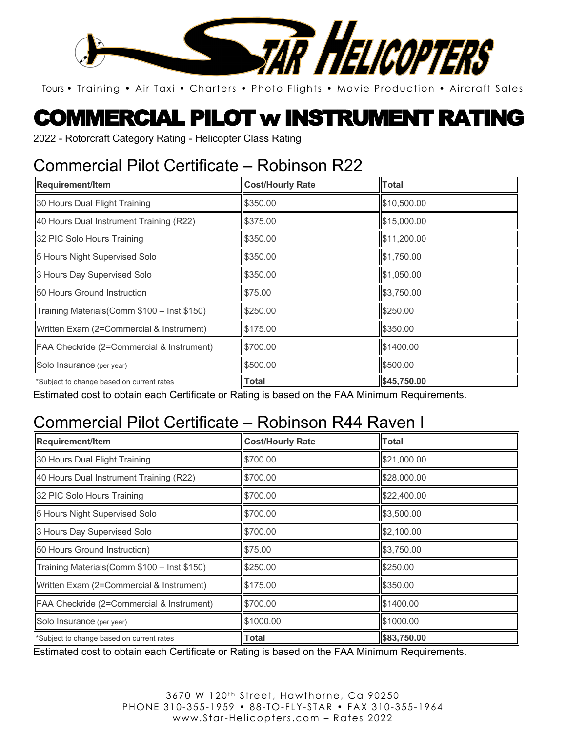STAR HELICOPTERS

Tours • Training • Air Taxi • Charters • Photo Flights • Movie Production • Aircraft Sales

# COMMERCIAL PILOT w INSTRUMENT RATING

2022 - Rotorcraft Category Rating - Helicopter Class Rating

## Commercial Pilot Certificate – Robinson R22

| Requirement/Item | Cost/Hourly Rate | Total |
|---|---|---|
| 30 Hours Dual Flight Training | $350.00 | $10,500.00 |
| 40 Hours Dual Instrument Training (R22) | $375.00 | $15,000.00 |
| 32 PIC Solo Hours Training | $350.00 | $11,200.00 |
| 5 Hours Night Supervised Solo | $350.00 | $1,750.00 |
| 3 Hours Day Supervised Solo | $350.00 | $1,050.00 |
| 50 Hours Ground Instruction | $75.00 | $3,750.00 |
| Training Materials(Comm $100 – Inst $150) | $250.00 | $250.00 |
| Written Exam (2=Commercial & Instrument) | $175.00 | $350.00 |
| FAA Checkride (2=Commercial & Instrument) | $700.00 | $1400.00 |
| Solo Insurance (per year) | $500.00 | $500.00 |
| *Subject to change based on current rates | **Total** | **$45,750.00** |

Estimated cost to obtain each Certificate or Rating is based on the FAA Minimum Requirements.

## Commercial Pilot Certificate – Robinson R44 Raven I

| Requirement/Item | Cost/Hourly Rate | Total |
|---|---|---|
| 30 Hours Dual Flight Training | $700.00 | $21,000.00 |
| 40 Hours Dual Instrument Training (R22) | $700.00 | $28,000.00 |
| 32 PIC Solo Hours Training | $700.00 | $22,400.00 |
| 5 Hours Night Supervised Solo | $700.00 | $3,500.00 |
| 3 Hours Day Supervised Solo | $700.00 | $2,100.00 |
| 50 Hours Ground Instruction) | $75.00 | $3,750.00 |
| Training Materials(Comm $100 – Inst $150) | $250.00 | $250.00 |
| Written Exam (2=Commercial & Instrument) | $175.00 | $350.00 |
| FAA Checkride (2=Commercial & Instrument) | $700.00 | $1400.00 |
| Solo Insurance (per year) | $1000.00 | $1000.00 |
| *Subject to change based on current rates | **Total** | **$83,750.00** |

Estimated cost to obtain each Certificate or Rating is based on the FAA Minimum Requirements.

3670 W 120th Street, Hawthorne, Ca 90250
PHONE 310-355-1959 • 88-TO-FLY-STAR • FAX 310-355-1964
www.Star-Helicopters.com – Rates 2022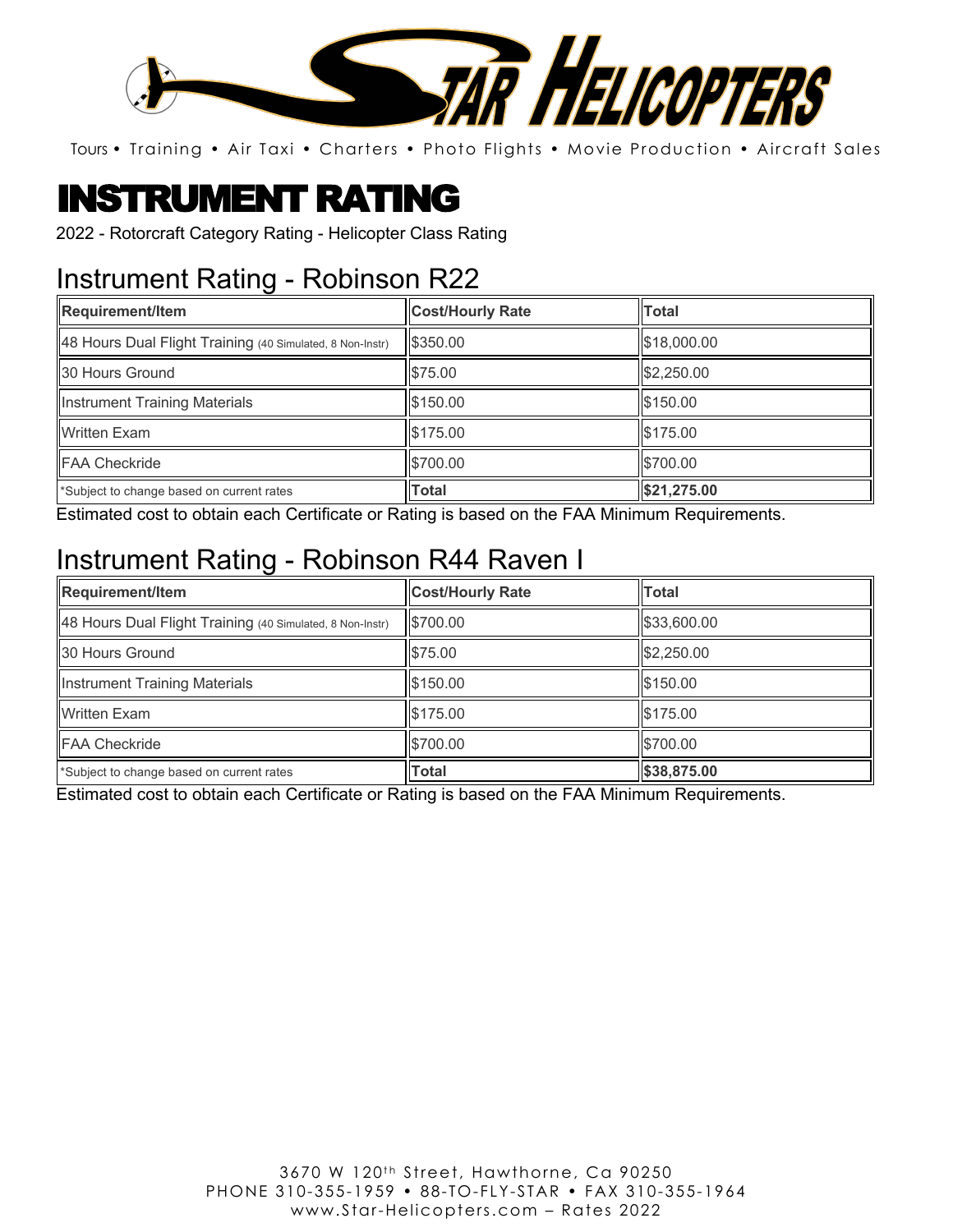# STAR HELICOPTERS

Tours • Training • Air Taxi • Charters • Photo Flights • Movie Production • Aircraft Sales

# INSTRUMENT RATING

2022 - Rotorcraft Category Rating - Helicopter Class Rating

## Instrument Rating - Robinson R22

| Requirement/Item | Cost/Hourly Rate | Total |
|---|---|---|
| 48 Hours Dual Flight Training (40 Simulated, 8 Non-Instr) | $350.00 | $18,000.00 |
| 30 Hours Ground | $75.00 | $2,250.00 |
| Instrument Training Materials | $150.00 | $150.00 |
| Written Exam | $175.00 | $175.00 |
| FAA Checkride | $700.00 | $700.00 |
| *Subject to change based on current rates | **Total** | **$21,275.00** |

Estimated cost to obtain each Certificate or Rating is based on the FAA Minimum Requirements.

## Instrument Rating - Robinson R44 Raven I

| Requirement/Item | Cost/Hourly Rate | Total |
|---|---|---|
| 48 Hours Dual Flight Training (40 Simulated, 8 Non-Instr) | $700.00 | $33,600.00 |
| 30 Hours Ground | $75.00 | $2,250.00 |
| Instrument Training Materials | $150.00 | $150.00 |
| Written Exam | $175.00 | $175.00 |
| FAA Checkride | $700.00 | $700.00 |
| *Subject to change based on current rates | **Total** | **$38,875.00** |

Estimated cost to obtain each Certificate or Rating is based on the FAA Minimum Requirements.

3670 W 120th Street, Hawthorne, Ca 90250
PHONE 310-355-1959 • 88-TO-FLY-STAR • FAX 310-355-1964
www.Star-Helicopters.com – Rates 2022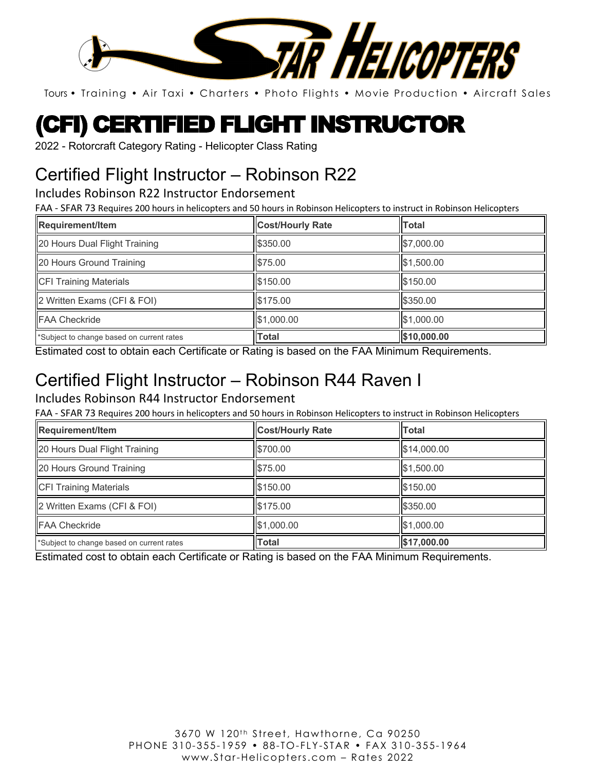Tours • Training • Air Taxi • Charters • Photo Flights • Movie Production • Aircraft Sales

# (CFI) CERTIFIED FLIGHT INSTRUCTOR

2022 - Rotorcraft Category Rating - Helicopter Class Rating

## Certified Flight Instructor – Robinson R22

### Includes Robinson R22 Instructor Endorsement

FAA - SFAR 73 Requires 200 hours in helicopters and 50 hours in Robinson Helicopters to instruct in Robinson Helicopters

| Requirement/Item | Cost/Hourly Rate | Total |
| --- | --- | --- |
| 20 Hours Dual Flight Training | $350.00 | $7,000.00 |
| 20 Hours Ground Training | $75.00 | $1,500.00 |
| CFI Training Materials | $150.00 | $150.00 |
| 2 Written Exams (CFI & FOI) | $175.00 | $350.00 |
| FAA Checkride | $1,000.00 | $1,000.00 |
| *Subject to change based on current rates | **Total** | **$10,000.00** |

Estimated cost to obtain each Certificate or Rating is based on the FAA Minimum Requirements.

## Certified Flight Instructor – Robinson R44 Raven I

### Includes Robinson R44 Instructor Endorsement

FAA - SFAR 73 Requires 200 hours in helicopters and 50 hours in Robinson Helicopters to instruct in Robinson Helicopters

| Requirement/Item | Cost/Hourly Rate | Total |
| --- | --- | --- |
| 20 Hours Dual Flight Training | $700.00 | $14,000.00 |
| 20 Hours Ground Training | $75.00 | $1,500.00 |
| CFI Training Materials | $150.00 | $150.00 |
| 2 Written Exams (CFI & FOI) | $175.00 | $350.00 |
| FAA Checkride | $1,000.00 | $1,000.00 |
| *Subject to change based on current rates | **Total** | **$17,000.00** |

Estimated cost to obtain each Certificate or Rating is based on the FAA Minimum Requirements.

3670 W 120th Street, Hawthorne, Ca 90250
PHONE 310-355-1959 • 88-TO-FLY-STAR • FAX 310-355-1964
www.Star-Helicopters.com – Rates 2022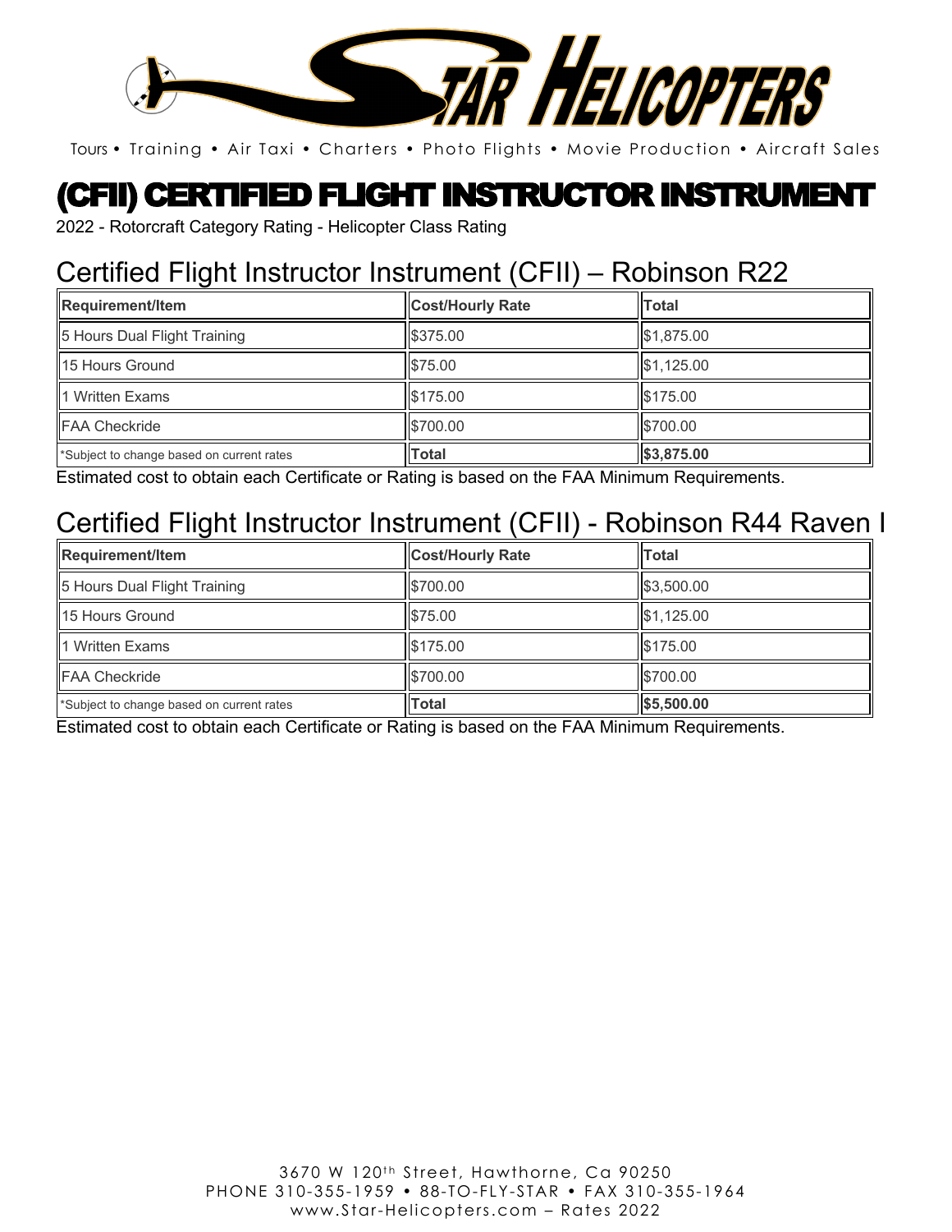Tours • Training • Air Taxi • Charters • Photo Flights • Movie Production • Aircraft Sales

# (CFII) CERTIFIED FLIGHT INSTRUCTOR INSTRUMENT

2022 - Rotorcraft Category Rating - Helicopter Class Rating

## Certified Flight Instructor Instrument (CFII) – Robinson R22

| Requirement/Item | Cost/Hourly Rate | Total |
|---|---|---|
| 5 Hours Dual Flight Training | $375.00 | $1,875.00 |
| 15 Hours Ground | $75.00 | $1,125.00 |
| 1 Written Exams | $175.00 | $175.00 |
| FAA Checkride | $700.00 | $700.00 |
| *Subject to change based on current rates | **Total** | **$3,875.00** |

Estimated cost to obtain each Certificate or Rating is based on the FAA Minimum Requirements.

## Certified Flight Instructor Instrument (CFII) - Robinson R44 Raven I

| Requirement/Item | Cost/Hourly Rate | Total |
|---|---|---|
| 5 Hours Dual Flight Training | $700.00 | $3,500.00 |
| 15 Hours Ground | $75.00 | $1,125.00 |
| 1 Written Exams | $175.00 | $175.00 |
| FAA Checkride | $700.00 | $700.00 |
| *Subject to change based on current rates | **Total** | **$5,500.00** |

Estimated cost to obtain each Certificate or Rating is based on the FAA Minimum Requirements.

3670 W 120th Street, Hawthorne, Ca 90250
PHONE 310-355-1959 • 88-TO-FLY-STAR • FAX 310-355-1964
www.Star-Helicopters.com – Rates 2022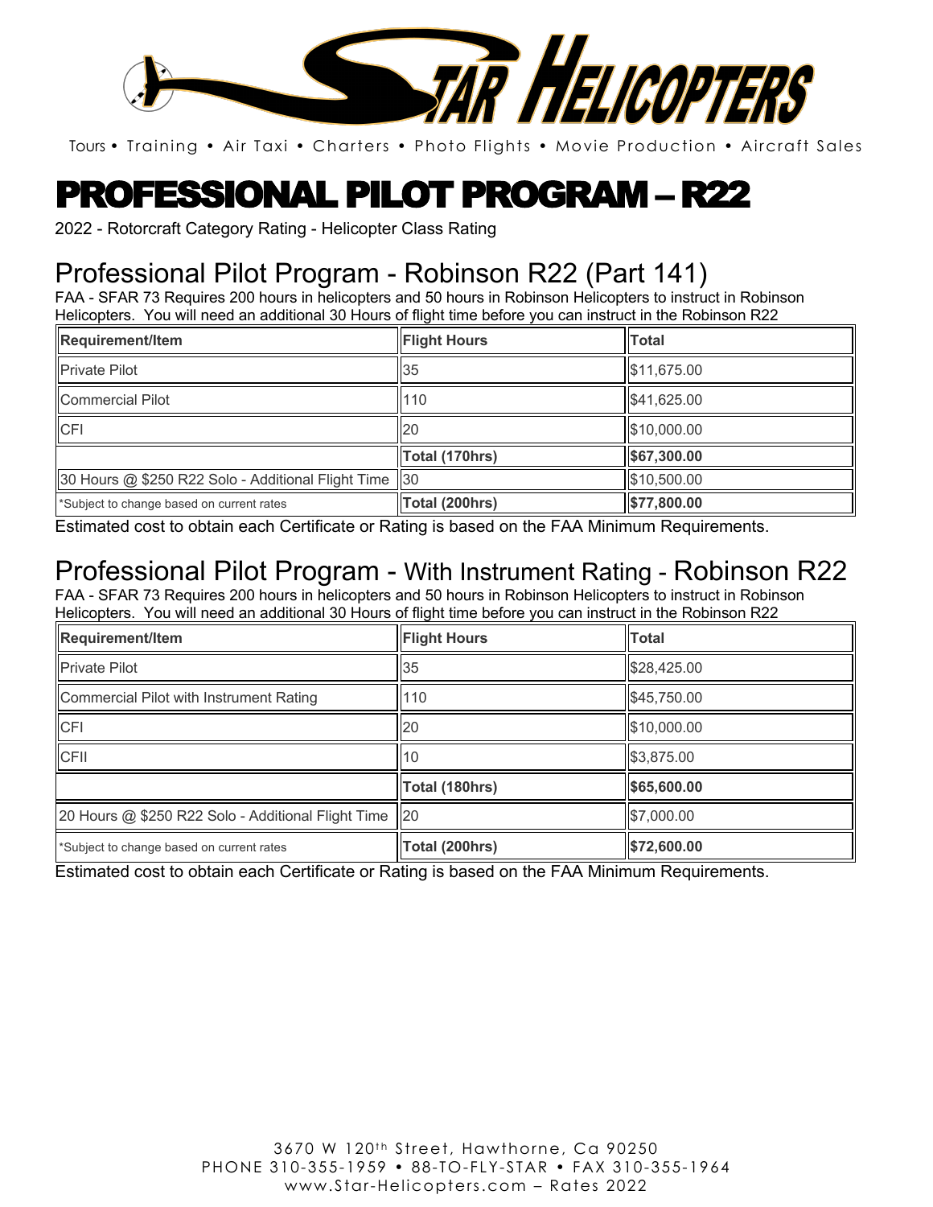# PROFESSIONAL PILOT PROGRAM – R22

2022 - Rotorcraft Category Rating - Helicopter Class Rating

## Professional Pilot Program - Robinson R22 (Part 141)

FAA - SFAR 73 Requires 200 hours in helicopters and 50 hours in Robinson Helicopters to instruct in Robinson Helicopters. You will need an additional 30 Hours of flight time before you can instruct in the Robinson R22

| Requirement/Item | Flight Hours | Total |
|---|---|---|
| Private Pilot | 35 | $11,675.00 |
| Commercial Pilot | 110 | $41,625.00 |
| CFI | 20 | $10,000.00 |
| | **Total (170hrs)** | **$67,300.00** |
| 30 Hours @ $250 R22 Solo - Additional Flight Time | 30 | $10,500.00 |
| *Subject to change based on current rates | **Total (200hrs)** | **$77,800.00** |

Estimated cost to obtain each Certificate or Rating is based on the FAA Minimum Requirements.

## Professional Pilot Program - With Instrument Rating - Robinson R22

FAA - SFAR 73 Requires 200 hours in helicopters and 50 hours in Robinson Helicopters to instruct in Robinson Helicopters. You will need an additional 30 Hours of flight time before you can instruct in the Robinson R22

| Requirement/Item | Flight Hours | Total |
|---|---|---|
| Private Pilot | 35 | $28,425.00 |
| Commercial Pilot with Instrument Rating | 110 | $45,750.00 |
| CFI | 20 | $10,000.00 |
| CFII | 10 | $3,875.00 |
| | **Total (180hrs)** | **$65,600.00** |
| 20 Hours @ $250 R22 Solo - Additional Flight Time | 20 | $7,000.00 |
| *Subject to change based on current rates | **Total (200hrs)** | **$72,600.00** |

Estimated cost to obtain each Certificate or Rating is based on the FAA Minimum Requirements.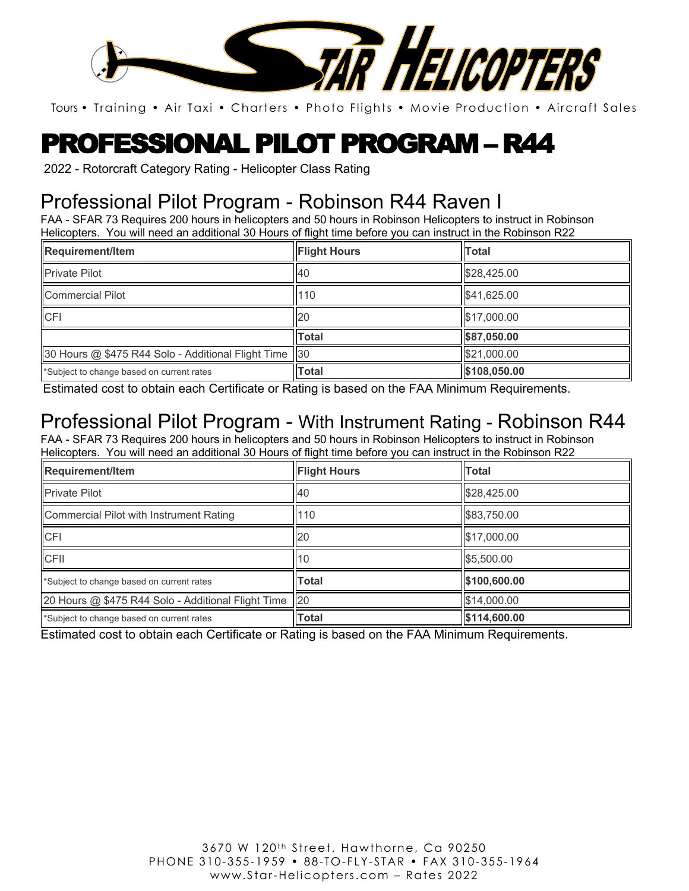# STAR HELICOPTERS

Tours • Training • Air Taxi • Charters • Photo Flights • Movie Production • Aircraft Sales

# PROFESSIONAL PILOT PROGRAM – R44

2022 - Rotorcraft Category Rating - Helicopter Class Rating

## Professional Pilot Program - Robinson R44 Raven I

FAA - SFAR 73 Requires 200 hours in helicopters and 50 hours in Robinson Helicopters to instruct in Robinson Helicopters. You will need an additional 30 Hours of flight time before you can instruct in the Robinson R22

| Requirement/Item | Flight Hours | Total |
|---|---|---|
| Private Pilot | 40 | $28,425.00 |
| Commercial Pilot | 110 | $41,625.00 |
| CFI | 20 | $17,000.00 |
| | **Total** | **$87,050.00** |
| 30 Hours @ $475 R44 Solo - Additional Flight Time | 30 | $21,000.00 |
| *Subject to change based on current rates | **Total** | **$108,050.00** |

Estimated cost to obtain each Certificate or Rating is based on the FAA Minimum Requirements.

## Professional Pilot Program - With Instrument Rating - Robinson R44

FAA - SFAR 73 Requires 200 hours in helicopters and 50 hours in Robinson Helicopters to instruct in Robinson Helicopters. You will need an additional 30 Hours of flight time before you can instruct in the Robinson R22

| Requirement/Item | Flight Hours | Total |
|---|---|---|
| Private Pilot | 40 | $28,425.00 |
| Commercial Pilot with Instrument Rating | 110 | $83,750.00 |
| CFI | 20 | $17,000.00 |
| CFII | 10 | $5,500.00 |
| *Subject to change based on current rates | **Total** | **$100,600.00** |
| 20 Hours @ $475 R44 Solo - Additional Flight Time | 20 | $14,000.00 |
| *Subject to change based on current rates | **Total** | **$114,600.00** |

Estimated cost to obtain each Certificate or Rating is based on the FAA Minimum Requirements.

3670 W 120th Street, Hawthorne, Ca 90250
PHONE 310-355-1959 • 88-TO-FLY-STAR • FAX 310-355-1964
www.Star-Helicopters.com – Rates 2022